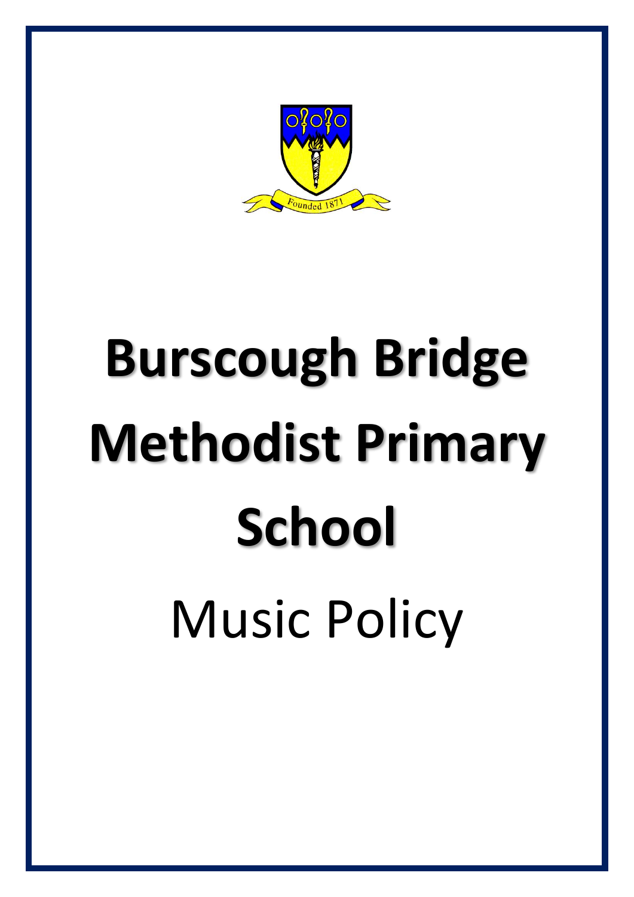Founded 1871

# Burscough Bridge Methodist Primary School

Music Policy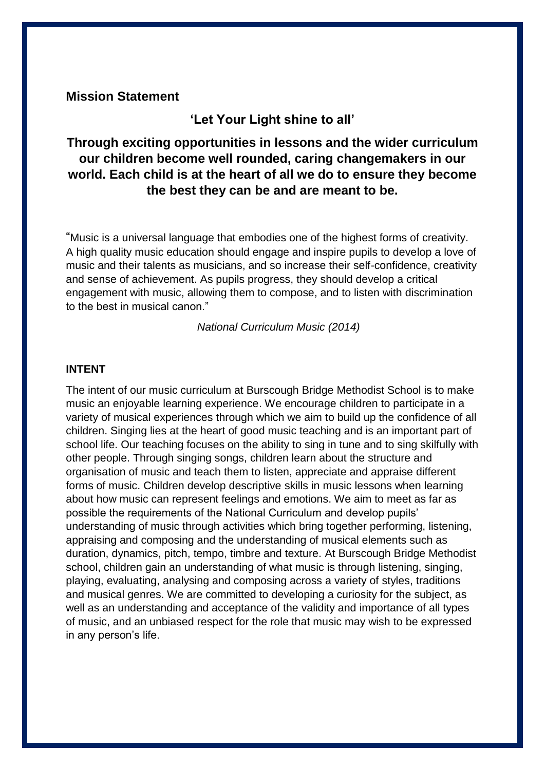## Mission Statement

**'Let Your Light shine to all'**

**Through exciting opportunities in lessons and the wider curriculum our children become well rounded, caring changemakers in our world. Each child is at the heart of all we do to ensure they become the best they can be and are meant to be.**

"Music is a universal language that embodies one of the highest forms of creativity. A high quality music education should engage and inspire pupils to develop a love of music and their talents as musicians, and so increase their self-confidence, creativity and sense of achievement. As pupils progress, they should develop a critical engagement with music, allowing them to compose, and to listen with discrimination to the best in musical canon."

*National Curriculum Music (2014)*

### INTENT

The intent of our music curriculum at Burscough Bridge Methodist School is to make music an enjoyable learning experience. We encourage children to participate in a variety of musical experiences through which we aim to build up the confidence of all children. Singing lies at the heart of good music teaching and is an important part of school life. Our teaching focuses on the ability to sing in tune and to sing skilfully with other people. Through singing songs, children learn about the structure and organisation of music and teach them to listen, appreciate and appraise different forms of music. Children develop descriptive skills in music lessons when learning about how music can represent feelings and emotions. We aim to meet as far as possible the requirements of the National Curriculum and develop pupils' understanding of music through activities which bring together performing, listening, appraising and composing and the understanding of musical elements such as duration, dynamics, pitch, tempo, timbre and texture. At Burscough Bridge Methodist school, children gain an understanding of what music is through listening, singing, playing, evaluating, analysing and composing across a variety of styles, traditions and musical genres. We are committed to developing a curiosity for the subject, as well as an understanding and acceptance of the validity and importance of all types of music, and an unbiased respect for the role that music may wish to be expressed in any person's life.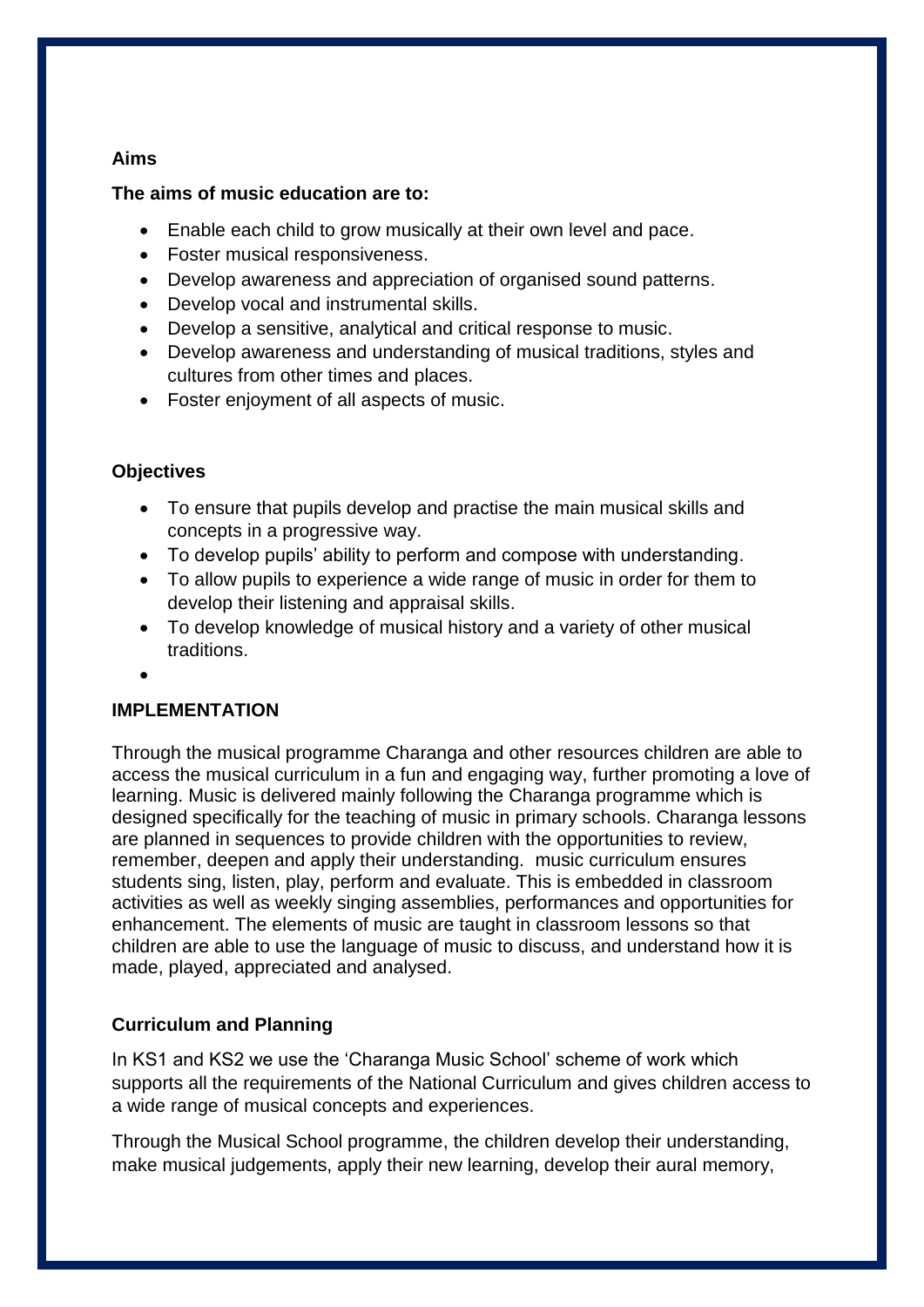**Aims**

**The aims of music education are to:**

- Enable each child to grow musically at their own level and pace.
- Foster musical responsiveness.
- Develop awareness and appreciation of organised sound patterns.
- Develop vocal and instrumental skills.
- Develop a sensitive, analytical and critical response to music.
- Develop awareness and understanding of musical traditions, styles and cultures from other times and places.
- Foster enjoyment of all aspects of music.

**Objectives**

- To ensure that pupils develop and practise the main musical skills and concepts in a progressive way.
- To develop pupils' ability to perform and compose with understanding.
- To allow pupils to experience a wide range of music in order for them to develop their listening and appraisal skills.
- To develop knowledge of musical history and a variety of other musical traditions.
-

**IMPLEMENTATION**

Through the musical programme Charanga and other resources children are able to access the musical curriculum in a fun and engaging way, further promoting a love of learning. Music is delivered mainly following the Charanga programme which is designed specifically for the teaching of music in primary schools. Charanga lessons are planned in sequences to provide children with the opportunities to review, remember, deepen and apply their understanding. music curriculum ensures students sing, listen, play, perform and evaluate. This is embedded in classroom activities as well as weekly singing assemblies, performances and opportunities for enhancement. The elements of music are taught in classroom lessons so that children are able to use the language of music to discuss, and understand how it is made, played, appreciated and analysed.

**Curriculum and Planning**

In KS1 and KS2 we use the 'Charanga Music School' scheme of work which supports all the requirements of the National Curriculum and gives children access to a wide range of musical concepts and experiences.

Through the Musical School programme, the children develop their understanding, make musical judgements, apply their new learning, develop their aural memory,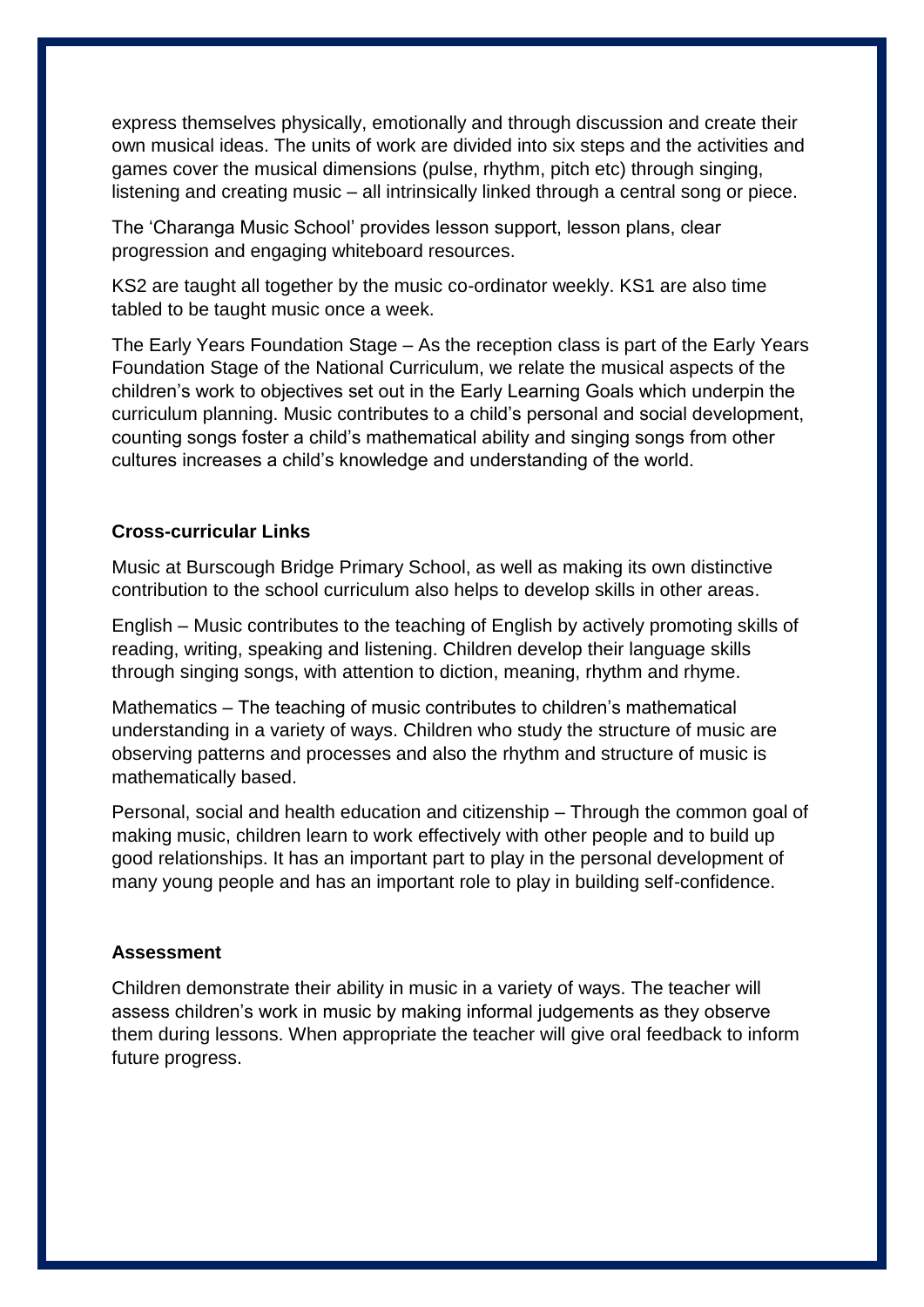express themselves physically, emotionally and through discussion and create their own musical ideas. The units of work are divided into six steps and the activities and games cover the musical dimensions (pulse, rhythm, pitch etc) through singing, listening and creating music – all intrinsically linked through a central song or piece.

The 'Charanga Music School' provides lesson support, lesson plans, clear progression and engaging whiteboard resources.

KS2 are taught all together by the music co-ordinator weekly. KS1 are also time tabled to be taught music once a week.

The Early Years Foundation Stage – As the reception class is part of the Early Years Foundation Stage of the National Curriculum, we relate the musical aspects of the children's work to objectives set out in the Early Learning Goals which underpin the curriculum planning. Music contributes to a child's personal and social development, counting songs foster a child's mathematical ability and singing songs from other cultures increases a child's knowledge and understanding of the world.

**Cross-curricular Links**

Music at Burscough Bridge Primary School, as well as making its own distinctive contribution to the school curriculum also helps to develop skills in other areas.

English – Music contributes to the teaching of English by actively promoting skills of reading, writing, speaking and listening. Children develop their language skills through singing songs, with attention to diction, meaning, rhythm and rhyme.

Mathematics – The teaching of music contributes to children's mathematical understanding in a variety of ways. Children who study the structure of music are observing patterns and processes and also the rhythm and structure of music is mathematically based.

Personal, social and health education and citizenship – Through the common goal of making music, children learn to work effectively with other people and to build up good relationships. It has an important part to play in the personal development of many young people and has an important role to play in building self-confidence.

**Assessment**

Children demonstrate their ability in music in a variety of ways. The teacher will assess children's work in music by making informal judgements as they observe them during lessons. When appropriate the teacher will give oral feedback to inform future progress.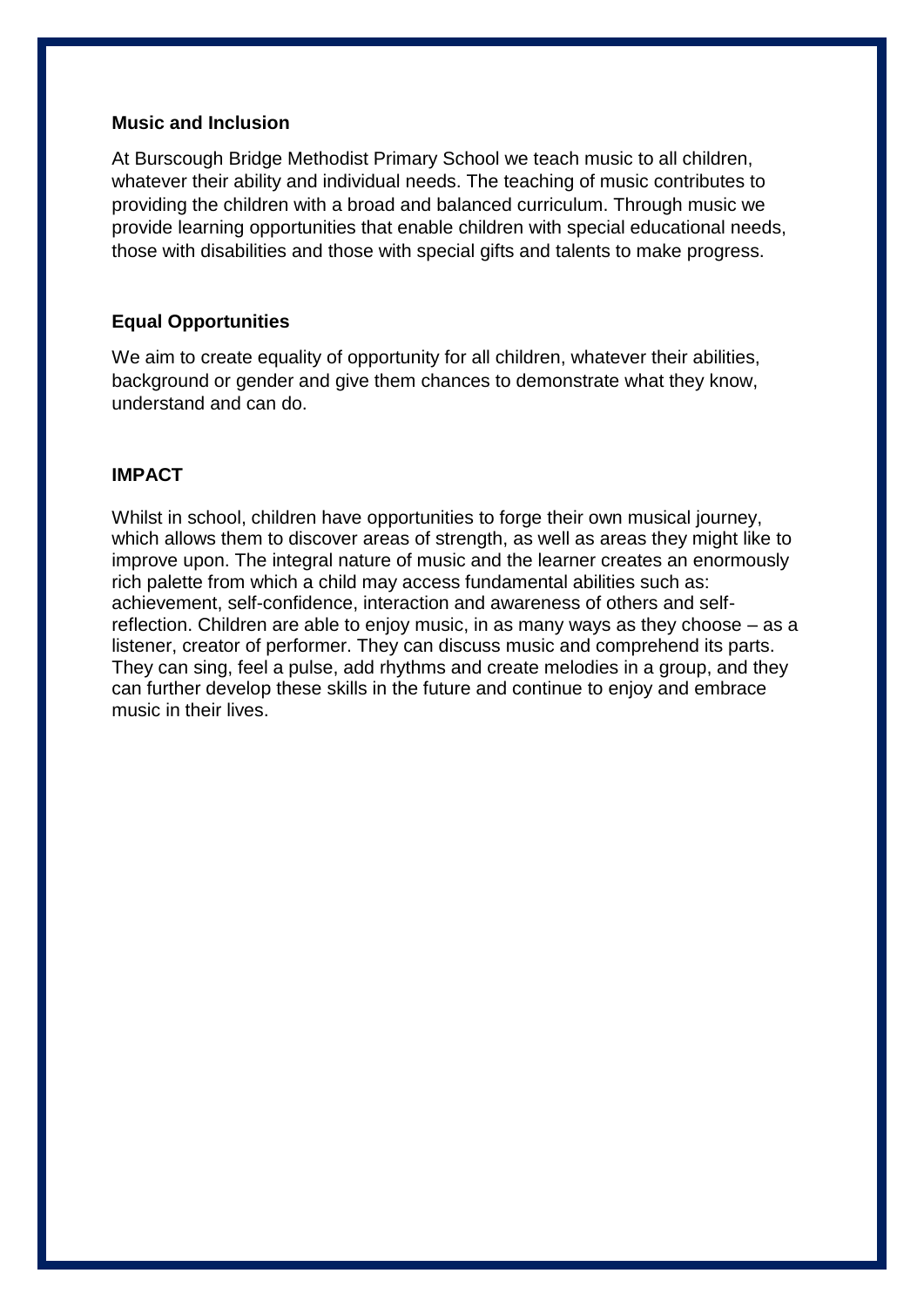### Music and Inclusion

At Burscough Bridge Methodist Primary School we teach music to all children, whatever their ability and individual needs. The teaching of music contributes to providing the children with a broad and balanced curriculum. Through music we provide learning opportunities that enable children with special educational needs, those with disabilities and those with special gifts and talents to make progress.

### Equal Opportunities

We aim to create equality of opportunity for all children, whatever their abilities, background or gender and give them chances to demonstrate what they know, understand and can do.

### IMPACT

Whilst in school, children have opportunities to forge their own musical journey, which allows them to discover areas of strength, as well as areas they might like to improve upon. The integral nature of music and the learner creates an enormously rich palette from which a child may access fundamental abilities such as: achievement, self-confidence, interaction and awareness of others and self-reflection. Children are able to enjoy music, in as many ways as they choose – as a listener, creator of performer. They can discuss music and comprehend its parts. They can sing, feel a pulse, add rhythms and create melodies in a group, and they can further develop these skills in the future and continue to enjoy and embrace music in their lives.